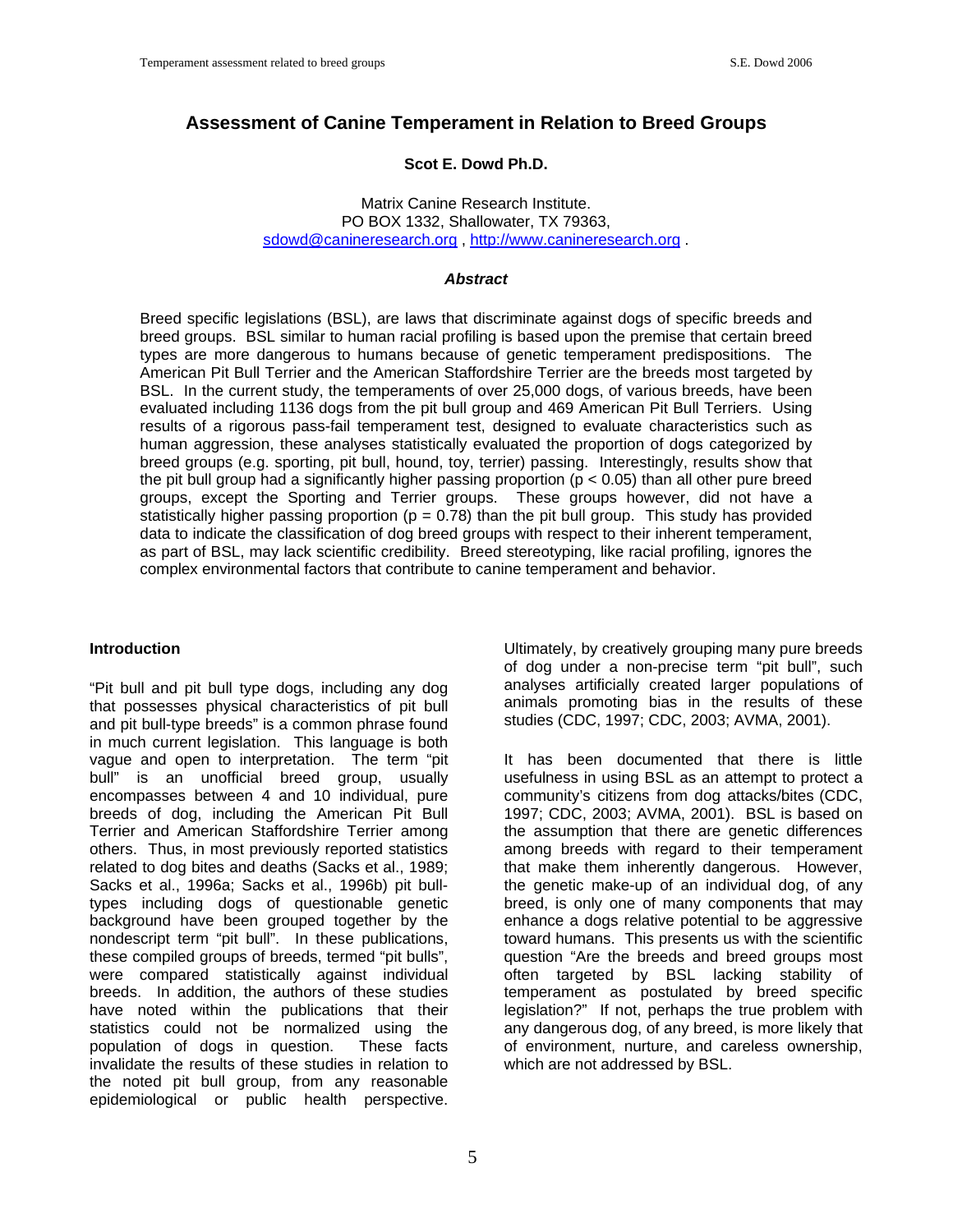# Assessment of Canine Temperament in Relation to Breed Groups

**Scot E. Dowd Ph.D.**

Matrix Canine Research Institute.
PO BOX 1332, Shallowater, TX 79363,
sdowd@canineresearch.org , http://www.canineresearch.org .

***Abstract***

Breed specific legislations (BSL), are laws that discriminate against dogs of specific breeds and breed groups. BSL similar to human racial profiling is based upon the premise that certain breed types are more dangerous to humans because of genetic temperament predispositions. The American Pit Bull Terrier and the American Staffordshire Terrier are the breeds most targeted by BSL. In the current study, the temperaments of over 25,000 dogs, of various breeds, have been evaluated including 1136 dogs from the pit bull group and 469 American Pit Bull Terriers. Using results of a rigorous pass-fail temperament test, designed to evaluate characteristics such as human aggression, these analyses statistically evaluated the proportion of dogs categorized by breed groups (e.g. sporting, pit bull, hound, toy, terrier) passing. Interestingly, results show that the pit bull group had a significantly higher passing proportion ($p < 0.05$) than all other pure breed groups, except the Sporting and Terrier groups. These groups however, did not have a statistically higher passing proportion ($p = 0.78$) than the pit bull group. This study has provided data to indicate the classification of dog breed groups with respect to their inherent temperament, as part of BSL, may lack scientific credibility. Breed stereotyping, like racial profiling, ignores the complex environmental factors that contribute to canine temperament and behavior.

## Introduction

"Pit bull and pit bull type dogs, including any dog that possesses physical characteristics of pit bull and pit bull-type breeds" is a common phrase found in much current legislation. This language is both vague and open to interpretation. The term "pit bull" is an unofficial breed group, usually encompasses between 4 and 10 individual, pure breeds of dog, including the American Pit Bull Terrier and American Staffordshire Terrier among others. Thus, in most previously reported statistics related to dog bites and deaths (Sacks et al., 1989; Sacks et al., 1996a; Sacks et al., 1996b) pit bull-types including dogs of questionable genetic background have been grouped together by the nondescript term "pit bull". In these publications, these compiled groups of breeds, termed "pit bulls", were compared statistically against individual breeds. In addition, the authors of these studies have noted within the publications that their statistics could not be normalized using the population of dogs in question. These facts invalidate the results of these studies in relation to the noted pit bull group, from any reasonable epidemiological or public health perspective. Ultimately, by creatively grouping many pure breeds of dog under a non-precise term "pit bull", such analyses artificially created larger populations of animals promoting bias in the results of these studies (CDC, 1997; CDC, 2003; AVMA, 2001).

It has been documented that there is little usefulness in using BSL as an attempt to protect a community's citizens from dog attacks/bites (CDC, 1997; CDC, 2003; AVMA, 2001). BSL is based on the assumption that there are genetic differences among breeds with regard to their temperament that make them inherently dangerous. However, the genetic make-up of an individual dog, of any breed, is only one of many components that may enhance a dogs relative potential to be aggressive toward humans. This presents us with the scientific question "Are the breeds and breed groups most often targeted by BSL lacking stability of temperament as postulated by breed specific legislation?" If not, perhaps the true problem with any dangerous dog, of any breed, is more likely that of environment, nurture, and careless ownership, which are not addressed by BSL.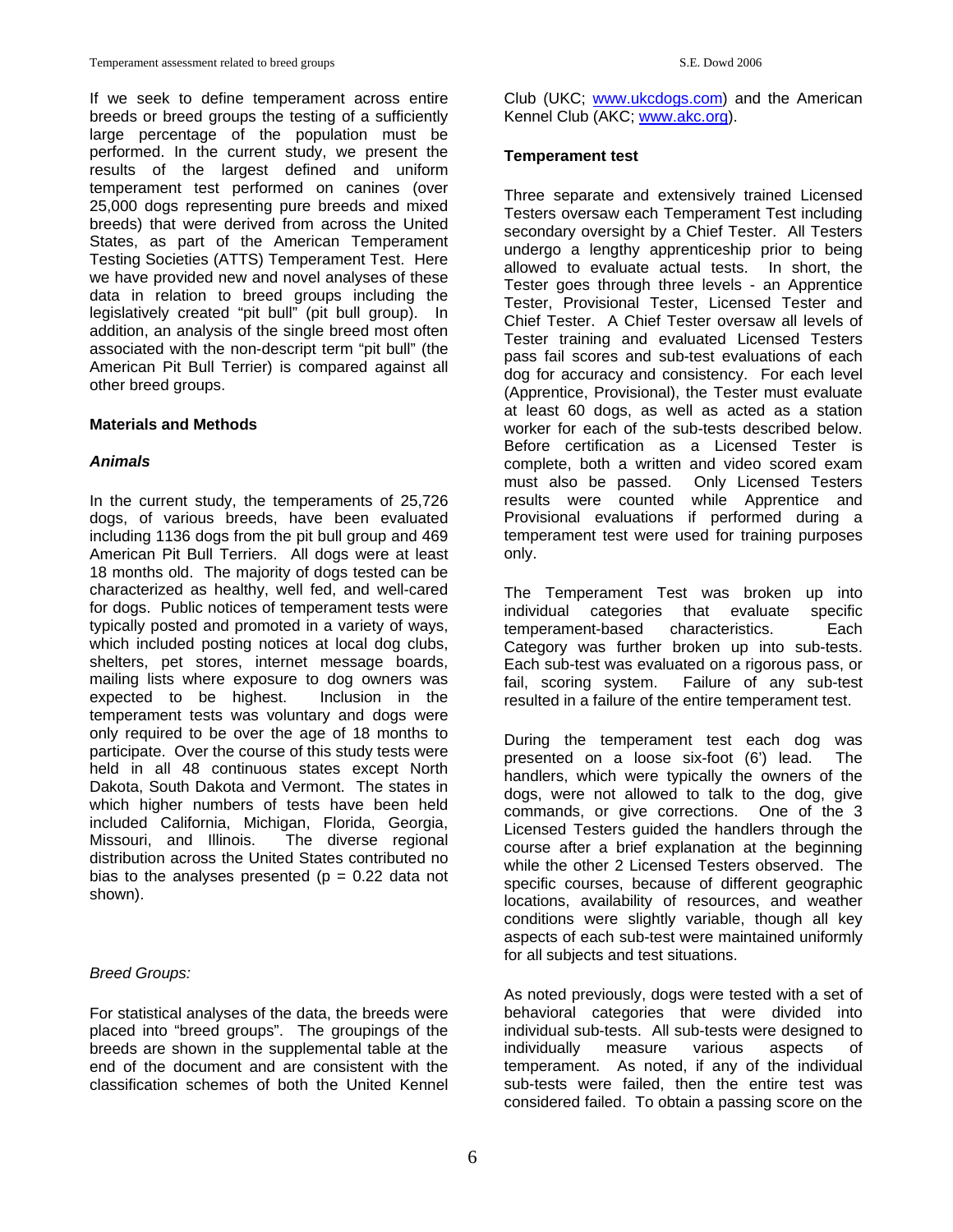If we seek to define temperament across entire breeds or breed groups the testing of a sufficiently large percentage of the population must be performed. In the current study, we present the results of the largest defined and uniform temperament test performed on canines (over 25,000 dogs representing pure breeds and mixed breeds) that were derived from across the United States, as part of the American Temperament Testing Societies (ATTS) Temperament Test. Here we have provided new and novel analyses of these data in relation to breed groups including the legislatively created "pit bull" (pit bull group). In addition, an analysis of the single breed most often associated with the non-descript term "pit bull" (the American Pit Bull Terrier) is compared against all other breed groups.

## Materials and Methods

### *Animals*

In the current study, the temperaments of 25,726 dogs, of various breeds, have been evaluated including 1136 dogs from the pit bull group and 469 American Pit Bull Terriers. All dogs were at least 18 months old. The majority of dogs tested can be characterized as healthy, well fed, and well-cared for dogs. Public notices of temperament tests were typically posted and promoted in a variety of ways, which included posting notices at local dog clubs, shelters, pet stores, internet message boards, mailing lists where exposure to dog owners was expected to be highest. Inclusion in the temperament tests was voluntary and dogs were only required to be over the age of 18 months to participate. Over the course of this study tests were held in all 48 continuous states except North Dakota, South Dakota and Vermont. The states in which higher numbers of tests have been held included California, Michigan, Florida, Georgia, Missouri, and Illinois. The diverse regional distribution across the United States contributed no bias to the analyses presented ($p = 0.22$ data not shown).

### *Breed Groups:*

For statistical analyses of the data, the breeds were placed into "breed groups". The groupings of the breeds are shown in the supplemental table at the end of the document and are consistent with the classification schemes of both the United Kennel Club (UKC; www.ukcdogs.com) and the American Kennel Club (AKC; www.akc.org).

### Temperament test

Three separate and extensively trained Licensed Testers oversaw each Temperament Test including secondary oversight by a Chief Tester. All Testers undergo a lengthy apprenticeship prior to being allowed to evaluate actual tests. In short, the Tester goes through three levels - an Apprentice Tester, Provisional Tester, Licensed Tester and Chief Tester. A Chief Tester oversaw all levels of Tester training and evaluated Licensed Testers pass fail scores and sub-test evaluations of each dog for accuracy and consistency. For each level (Apprentice, Provisional), the Tester must evaluate at least 60 dogs, as well as acted as a station worker for each of the sub-tests described below. Before certification as a Licensed Tester is complete, both a written and video scored exam must also be passed. Only Licensed Testers results were counted while Apprentice and Provisional evaluations if performed during a temperament test were used for training purposes only.

The Temperament Test was broken up into individual categories that evaluate specific temperament-based characteristics. Each Category was further broken up into sub-tests. Each sub-test was evaluated on a rigorous pass, or fail, scoring system. Failure of any sub-test resulted in a failure of the entire temperament test.

During the temperament test each dog was presented on a loose six-foot (6') lead. The handlers, which were typically the owners of the dogs, were not allowed to talk to the dog, give commands, or give corrections. One of the 3 Licensed Testers guided the handlers through the course after a brief explanation at the beginning while the other 2 Licensed Testers observed. The specific courses, because of different geographic locations, availability of resources, and weather conditions were slightly variable, though all key aspects of each sub-test were maintained uniformly for all subjects and test situations.

As noted previously, dogs were tested with a set of behavioral categories that were divided into individual sub-tests. All sub-tests were designed to individually measure various aspects of temperament. As noted, if any of the individual sub-tests were failed, then the entire test was considered failed. To obtain a passing score on the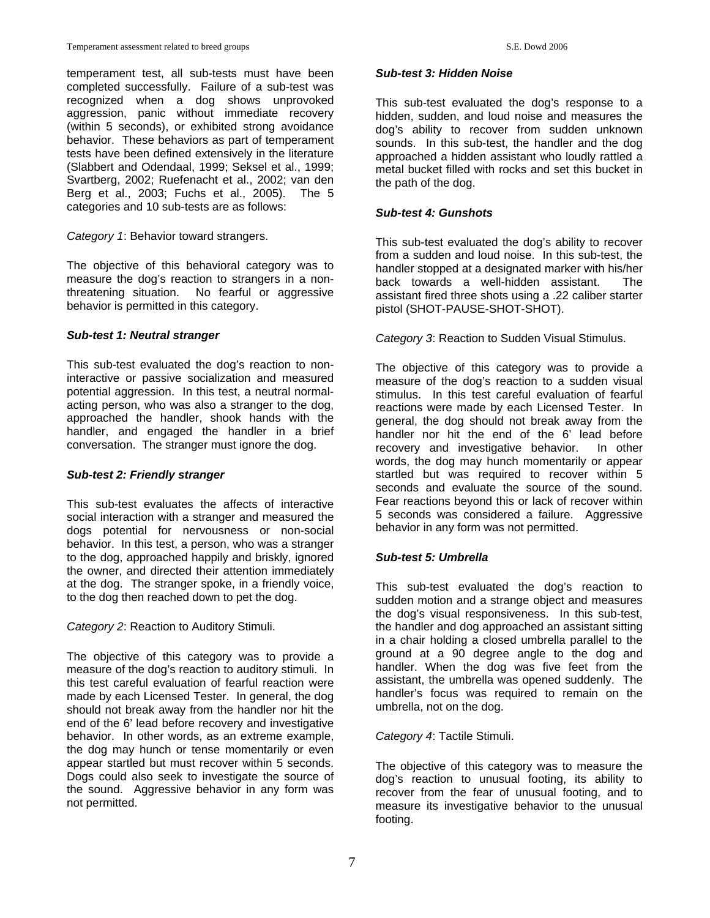temperament test, all sub-tests must have been completed successfully. Failure of a sub-test was recognized when a dog shows unprovoked aggression, panic without immediate recovery (within 5 seconds), or exhibited strong avoidance behavior. These behaviors as part of temperament tests have been defined extensively in the literature (Slabbert and Odendaal, 1999; Seksel et al., 1999; Svartberg, 2002; Ruefenacht et al., 2002; van den Berg et al., 2003; Fuchs et al., 2005). The 5 categories and 10 sub-tests are as follows:

*Category 1*: Behavior toward strangers.

The objective of this behavioral category was to measure the dog's reaction to strangers in a non-threatening situation. No fearful or aggressive behavior is permitted in this category.

***Sub-test 1: Neutral stranger***

This sub-test evaluated the dog's reaction to non-interactive or passive socialization and measured potential aggression. In this test, a neutral normal-acting person, who was also a stranger to the dog, approached the handler, shook hands with the handler, and engaged the handler in a brief conversation. The stranger must ignore the dog.

***Sub-test 2: Friendly stranger***

This sub-test evaluates the affects of interactive social interaction with a stranger and measured the dogs potential for nervousness or non-social behavior. In this test, a person, who was a stranger to the dog, approached happily and briskly, ignored the owner, and directed their attention immediately at the dog. The stranger spoke, in a friendly voice, to the dog then reached down to pet the dog.

*Category 2*: Reaction to Auditory Stimuli.

The objective of this category was to provide a measure of the dog's reaction to auditory stimuli. In this test careful evaluation of fearful reaction were made by each Licensed Tester. In general, the dog should not break away from the handler nor hit the end of the 6' lead before recovery and investigative behavior. In other words, as an extreme example, the dog may hunch or tense momentarily or even appear startled but must recover within 5 seconds. Dogs could also seek to investigate the source of the sound. Aggressive behavior in any form was not permitted.

***Sub-test 3: Hidden Noise***

This sub-test evaluated the dog's response to a hidden, sudden, and loud noise and measures the dog's ability to recover from sudden unknown sounds. In this sub-test, the handler and the dog approached a hidden assistant who loudly rattled a metal bucket filled with rocks and set this bucket in the path of the dog.

***Sub-test 4: Gunshots***

This sub-test evaluated the dog's ability to recover from a sudden and loud noise. In this sub-test, the handler stopped at a designated marker with his/her back towards a well-hidden assistant. The assistant fired three shots using a .22 caliber starter pistol (SHOT-PAUSE-SHOT-SHOT).

*Category 3*: Reaction to Sudden Visual Stimulus.

The objective of this category was to provide a measure of the dog's reaction to a sudden visual stimulus. In this test careful evaluation of fearful reactions were made by each Licensed Tester. In general, the dog should not break away from the handler nor hit the end of the 6' lead before recovery and investigative behavior. In other words, the dog may hunch momentarily or appear startled but was required to recover within 5 seconds and evaluate the source of the sound. Fear reactions beyond this or lack of recover within 5 seconds was considered a failure. Aggressive behavior in any form was not permitted.

***Sub-test 5: Umbrella***

This sub-test evaluated the dog's reaction to sudden motion and a strange object and measures the dog's visual responsiveness. In this sub-test, the handler and dog approached an assistant sitting in a chair holding a closed umbrella parallel to the ground at a 90 degree angle to the dog and handler. When the dog was five feet from the assistant, the umbrella was opened suddenly. The handler's focus was required to remain on the umbrella, not on the dog.

*Category 4*: Tactile Stimuli.

The objective of this category was to measure the dog's reaction to unusual footing, its ability to recover from the fear of unusual footing, and to measure its investigative behavior to the unusual footing.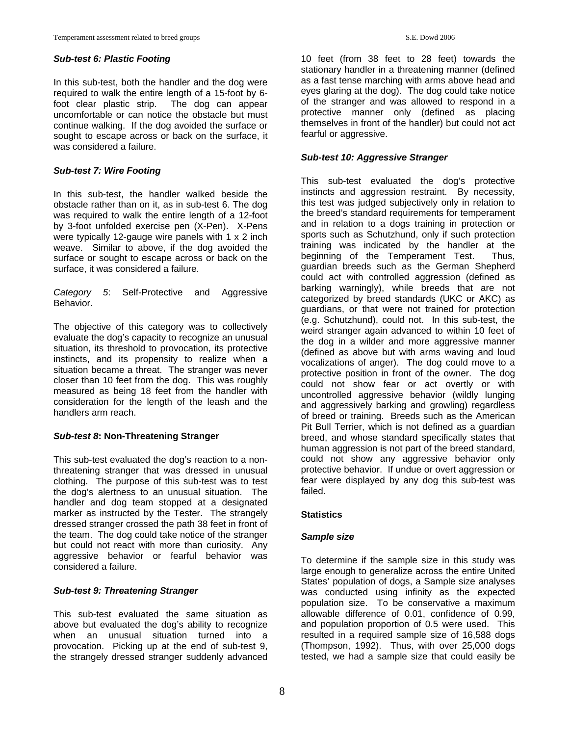### *Sub-test 6: Plastic Footing*

In this sub-test, both the handler and the dog were required to walk the entire length of a 15-foot by 6-foot clear plastic strip. The dog can appear uncomfortable or can notice the obstacle but must continue walking. If the dog avoided the surface or sought to escape across or back on the surface, it was considered a failure.

### *Sub-test 7: Wire Footing*

In this sub-test, the handler walked beside the obstacle rather than on it, as in sub-test 6. The dog was required to walk the entire length of a 12-foot by 3-foot unfolded exercise pen (X-Pen). X-Pens were typically 12-gauge wire panels with 1 x 2 inch weave. Similar to above, if the dog avoided the surface or sought to escape across or back on the surface, it was considered a failure.

*Category 5*: Self-Protective and Aggressive Behavior.

The objective of this category was to collectively evaluate the dog's capacity to recognize an unusual situation, its threshold to provocation, its protective instincts, and its propensity to realize when a situation became a threat. The stranger was never closer than 10 feet from the dog. This was roughly measured as being 18 feet from the handler with consideration for the length of the leash and the handlers arm reach.

### *Sub-test 8*: Non-Threatening Stranger

This sub-test evaluated the dog's reaction to a non-threatening stranger that was dressed in unusual clothing. The purpose of this sub-test was to test the dog's alertness to an unusual situation. The handler and dog team stopped at a designated marker as instructed by the Tester. The strangely dressed stranger crossed the path 38 feet in front of the team. The dog could take notice of the stranger but could not react with more than curiosity. Any aggressive behavior or fearful behavior was considered a failure.

### *Sub-test 9: Threatening Stranger*

This sub-test evaluated the same situation as above but evaluated the dog's ability to recognize when an unusual situation turned into a provocation. Picking up at the end of sub-test 9, the strangely dressed stranger suddenly advanced 10 feet (from 38 feet to 28 feet) towards the stationary handler in a threatening manner (defined as a fast tense marching with arms above head and eyes glaring at the dog). The dog could take notice of the stranger and was allowed to respond in a protective manner only (defined as placing themselves in front of the handler) but could not act fearful or aggressive.

### *Sub-test 10: Aggressive Stranger*

This sub-test evaluated the dog's protective instincts and aggression restraint. By necessity, this test was judged subjectively only in relation to the breed's standard requirements for temperament and in relation to a dogs training in protection or sports such as Schutzhund, only if such protection training was indicated by the handler at the beginning of the Temperament Test. Thus, guardian breeds such as the German Shepherd could act with controlled aggression (defined as barking warningly), while breeds that are not categorized by breed standards (UKC or AKC) as guardians, or that were not trained for protection (e.g. Schutzhund), could not. In this sub-test, the weird stranger again advanced to within 10 feet of the dog in a wilder and more aggressive manner (defined as above but with arms waving and loud vocalizations of anger). The dog could move to a protective position in front of the owner. The dog could not show fear or act overtly or with uncontrolled aggressive behavior (wildly lunging and aggressively barking and growling) regardless of breed or training. Breeds such as the American Pit Bull Terrier, which is not defined as a guardian breed, and whose standard specifically states that human aggression is not part of the breed standard, could not show any aggressive behavior only protective behavior. If undue or overt aggression or fear were displayed by any dog this sub-test was failed.

## Statistics

### *Sample size*

To determine if the sample size in this study was large enough to generalize across the entire United States' population of dogs, a Sample size analyses was conducted using infinity as the expected population size. To be conservative a maximum allowable difference of 0.01, confidence of 0.99, and population proportion of 0.5 were used. This resulted in a required sample size of 16,588 dogs (Thompson, 1992). Thus, with over 25,000 dogs tested, we had a sample size that could easily be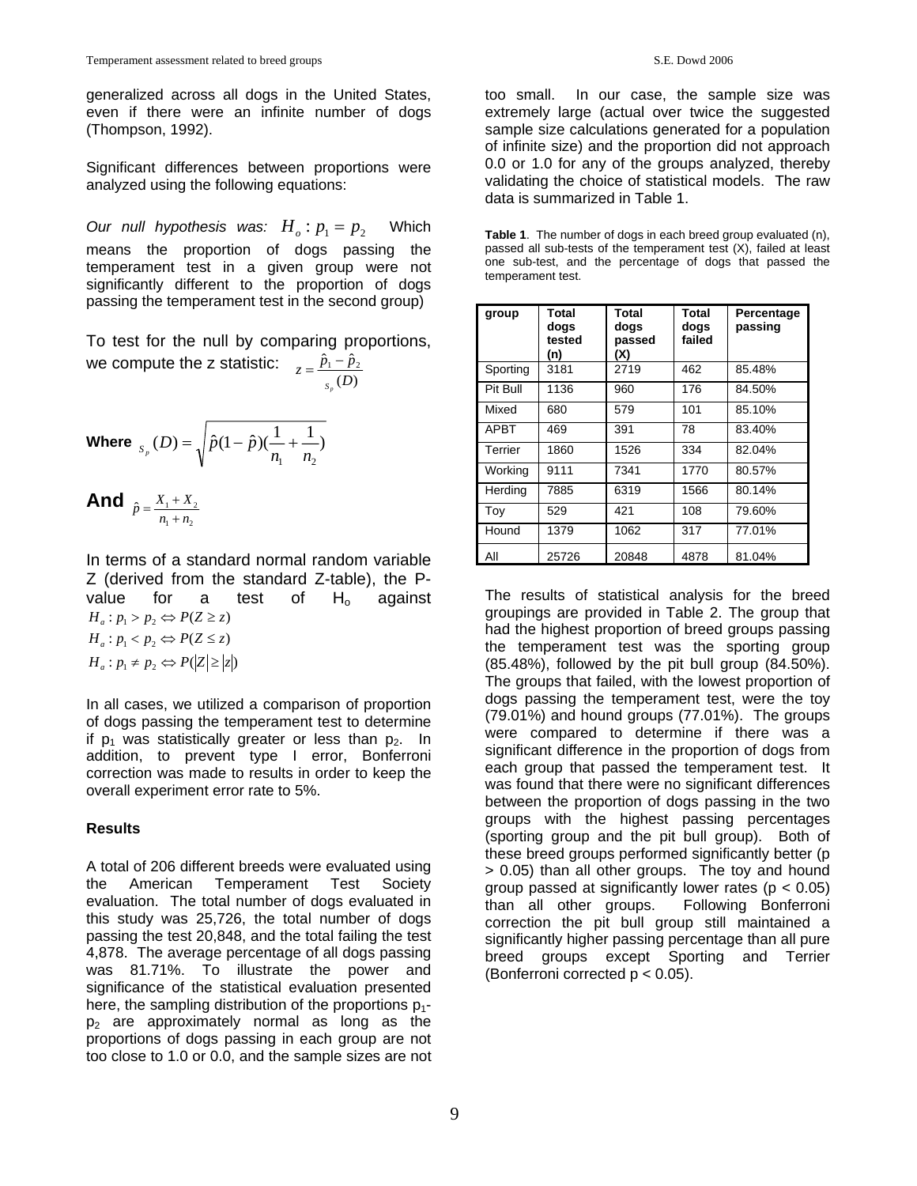generalized across all dogs in the United States, even if there were an infinite number of dogs (Thompson, 1992).

Significant differences between proportions were analyzed using the following equations:

*Our null hypothesis was:* $H_o : p_1 = p_2$ Which means the proportion of dogs passing the temperament test in a given group were not significantly different to the proportion of dogs passing the temperament test in the second group)

To test for the null by comparing proportions, we compute the z statistic: $z = \frac{\hat{p}_1 - \hat{p}_2}{s_p(D)}$

**Where** $s_p(D) = \sqrt{\hat{p}(1-\hat{p})(\frac{1}{n_1} + \frac{1}{n_2})}$

**And** $\hat{p} = \frac{X_1 + X_2}{n_1 + n_2}$

In terms of a standard normal random variable Z (derived from the standard Z-table), the P-value for a test of $H_o$ against

$H_a : p_1 > p_2 \Leftrightarrow P(Z \geq z)$

$H_a : p_1 < p_2 \Leftrightarrow P(Z \leq z)$

$H_a : p_1 \neq p_2 \Leftrightarrow P(|Z| \geq |z|)$

In all cases, we utilized a comparison of proportion of dogs passing the temperament test to determine if $p_1$ was statistically greater or less than $p_2$. In addition, to prevent type I error, Bonferroni correction was made to results in order to keep the overall experiment error rate to 5%.

**Results**

A total of 206 different breeds were evaluated using the American Temperament Test Society evaluation. The total number of dogs evaluated in this study was 25,726, the total number of dogs passing the test 20,848, and the total failing the test 4,878. The average percentage of all dogs passing was 81.71%. To illustrate the power and significance of the statistical evaluation presented here, the sampling distribution of the proportions $p_1$-$p_2$ are approximately normal as long as the proportions of dogs passing in each group are not too close to 1.0 or 0.0, and the sample sizes are not too small. In our case, the sample size was extremely large (actual over twice the suggested sample size calculations generated for a population of infinite size) and the proportion did not approach 0.0 or 1.0 for any of the groups analyzed, thereby validating the choice of statistical models. The raw data is summarized in Table 1.

**Table 1**. The number of dogs in each breed group evaluated (n), passed all sub-tests of the temperament test (X), failed at least one sub-test, and the percentage of dogs that passed the temperament test.

| group | Total dogs tested (n) | Total dogs passed (X) | Total dogs failed | Percentage passing |
|---|---|---|---|---|
| Sporting | 3181 | 2719 | 462 | 85.48% |
| Pit Bull | 1136 | 960 | 176 | 84.50% |
| Mixed | 680 | 579 | 101 | 85.10% |
| APBT | 469 | 391 | 78 | 83.40% |
| Terrier | 1860 | 1526 | 334 | 82.04% |
| Working | 9111 | 7341 | 1770 | 80.57% |
| Herding | 7885 | 6319 | 1566 | 80.14% |
| Toy | 529 | 421 | 108 | 79.60% |
| Hound | 1379 | 1062 | 317 | 77.01% |
| All | 25726 | 20848 | 4878 | 81.04% |

The results of statistical analysis for the breed groupings are provided in Table 2. The group that had the highest proportion of breed groups passing the temperament test was the sporting group (85.48%), followed by the pit bull group (84.50%). The groups that failed, with the lowest proportion of dogs passing the temperament test, were the toy (79.01%) and hound groups (77.01%). The groups were compared to determine if there was a significant difference in the proportion of dogs from each group that passed the temperament test. It was found that there were no significant differences between the proportion of dogs passing in the two groups with the highest passing percentages (sporting group and the pit bull group). Both of these breed groups performed significantly better ($p > 0.05$) than all other groups. The toy and hound group passed at significantly lower rates ($p < 0.05$) than all other groups. Following Bonferroni correction the pit bull group still maintained a significantly higher passing percentage than all pure breed groups except Sporting and Terrier (Bonferroni corrected $p < 0.05$).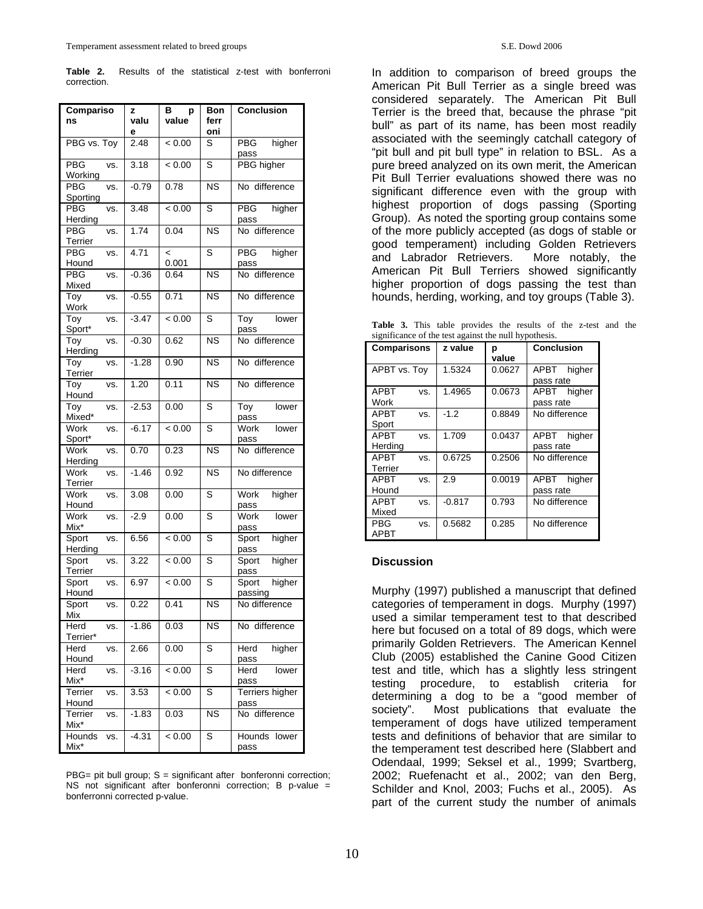**Table 2.** Results of the statistical z-test with bonferroni correction.

| Comparisons | z value | B p value | Bonferroni | Conclusion |
|---|---|---|---|---|
| PBG vs. Toy | 2.48 | < 0.00 | S | PBG higher pass |
| PBG vs. Working | 3.18 | < 0.00 | S | PBG higher |
| PBG vs. Sporting | -0.79 | 0.78 | NS | No difference |
| PBG vs. Herding | 3.48 | < 0.00 | S | PBG higher pass |
| PBG vs. Terrier | 1.74 | 0.04 | NS | No difference |
| PBG vs. Hound | 4.71 | < 0.001 | S | PBG higher pass |
| PBG vs. Mixed | -0.36 | 0.64 | NS | No difference |
| Toy vs. Work | -0.55 | 0.71 | NS | No difference |
| Toy vs. Sport* | -3.47 | < 0.00 | S | Toy lower pass |
| Toy vs. Herding | -0.30 | 0.62 | NS | No difference |
| Toy vs. Terrier | -1.28 | 0.90 | NS | No difference |
| Toy vs. Hound | 1.20 | 0.11 | NS | No difference |
| Toy vs. Mixed* | -2.53 | 0.00 | S | Toy lower pass |
| Work vs. Sport* | -6.17 | < 0.00 | S | Work lower pass |
| Work vs. Herding | 0.70 | 0.23 | NS | No difference |
| Work vs. Terrier | -1.46 | 0.92 | NS | No difference |
| Work vs. Hound | 3.08 | 0.00 | S | Work higher pass |
| Work vs. Mix* | -2.9 | 0.00 | S | Work lower pass |
| Sport vs. Herding | 6.56 | < 0.00 | S | Sport higher pass |
| Sport vs. Terrier | 3.22 | < 0.00 | S | Sport higher pass |
| Sport vs. Hound | 6.97 | < 0.00 | S | Sport higher passing |
| Sport vs. Mix | 0.22 | 0.41 | NS | No difference |
| Herd vs. Terrier* | -1.86 | 0.03 | NS | No difference |
| Herd vs. Hound | 2.66 | 0.00 | S | Herd higher pass |
| Herd vs. Mix* | -3.16 | < 0.00 | S | Herd lower pass |
| Terrier vs. Hound | 3.53 | < 0.00 | S | Terriers higher pass |
| Terrier vs. Mix* | -1.83 | 0.03 | NS | No difference |
| Hounds vs. Mix* | -4.31 | < 0.00 | S | Hounds lower pass |

PBG= pit bull group; S = significant after bonferonni correction; NS not significant after bonferonni correction; B p-value = bonferronni corrected p-value.

In addition to comparison of breed groups the American Pit Bull Terrier as a single breed was considered separately. The American Pit Bull Terrier is the breed that, because the phrase "pit bull" as part of its name, has been most readily associated with the seemingly catchall category of "pit bull and pit bull type" in relation to BSL. As a pure breed analyzed on its own merit, the American Pit Bull Terrier evaluations showed there was no significant difference even with the group with highest proportion of dogs passing (Sporting Group). As noted the sporting group contains some of the more publicly accepted (as dogs of stable or good temperament) including Golden Retrievers and Labrador Retrievers. More notably, the American Pit Bull Terriers showed significantly higher proportion of dogs passing the test than hounds, herding, working, and toy groups (Table 3).

**Table 3.** This table provides the results of the z-test and the significance of the test against the null hypothesis.

| Comparisons | z value | p value | Conclusion |
|---|---|---|---|
| APBT vs. Toy | 1.5324 | 0.0627 | APBT higher pass rate |
| APBT vs. Work | 1.4965 | 0.0673 | APBT higher pass rate |
| APBT vs. Sport | -1.2 | 0.8849 | No difference |
| APBT vs. Herding | 1.709 | 0.0437 | APBT higher pass rate |
| APBT vs. Terrier | 0.6725 | 0.2506 | No difference |
| APBT vs. Hound | 2.9 | 0.0019 | APBT higher pass rate |
| APBT vs. Mixed | -0.817 | 0.793 | No difference |
| PBG vs. APBT | 0.5682 | 0.285 | No difference |

## Discussion

Murphy (1997) published a manuscript that defined categories of temperament in dogs. Murphy (1997) used a similar temperament test to that described here but focused on a total of 89 dogs, which were primarily Golden Retrievers. The American Kennel Club (2005) established the Canine Good Citizen test and title, which has a slightly less stringent testing procedure, to establish criteria for determining a dog to be a "good member of society". Most publications that evaluate the temperament of dogs have utilized temperament tests and definitions of behavior that are similar to the temperament test described here (Slabbert and Odendaal, 1999; Seksel et al., 1999; Svartberg, 2002; Ruefenacht et al., 2002; van den Berg, Schilder and Knol, 2003; Fuchs et al., 2005). As part of the current study the number of animals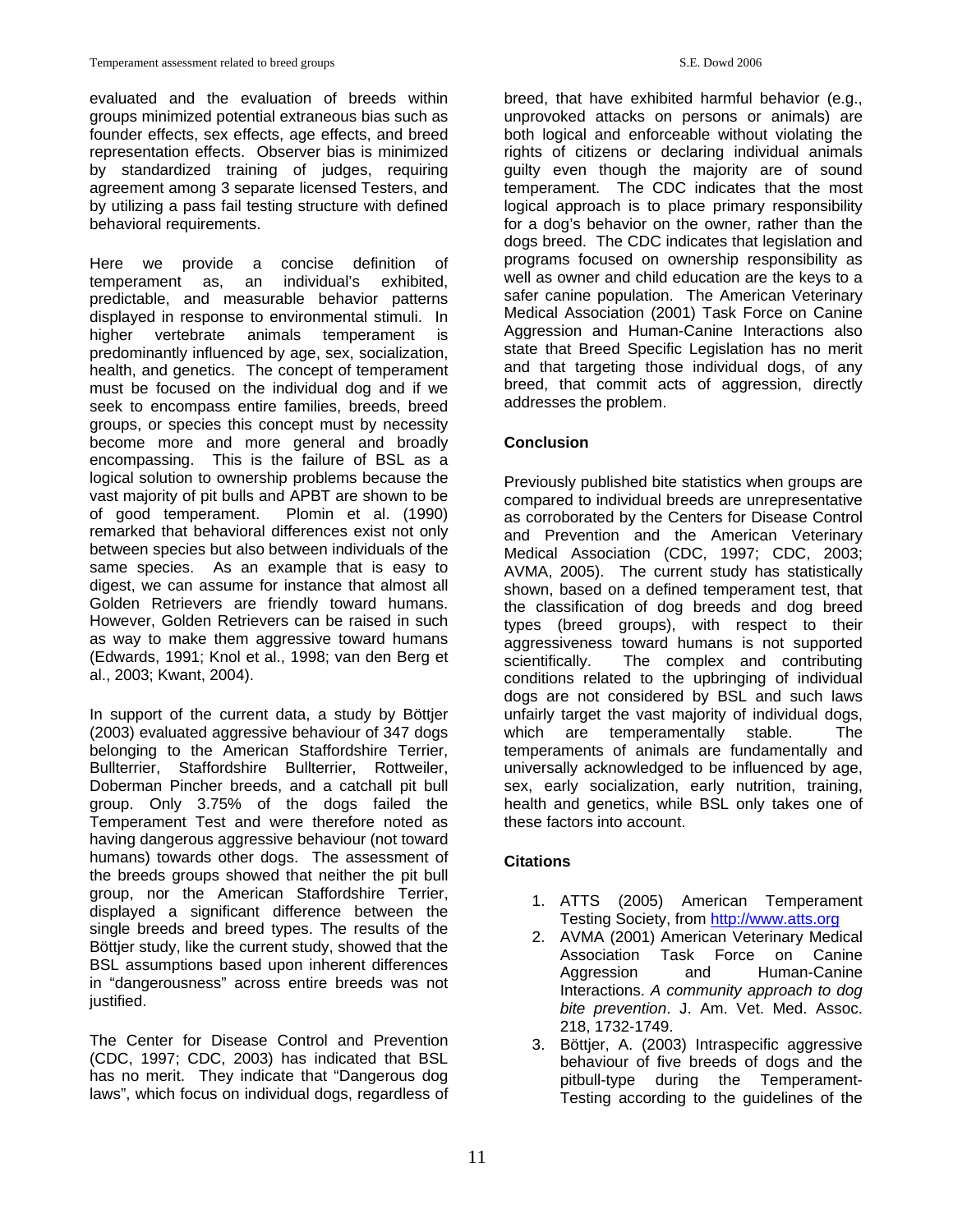evaluated and the evaluation of breeds within groups minimized potential extraneous bias such as founder effects, sex effects, age effects, and breed representation effects. Observer bias is minimized by standardized training of judges, requiring agreement among 3 separate licensed Testers, and by utilizing a pass fail testing structure with defined behavioral requirements.

Here we provide a concise definition of temperament as, an individual's exhibited, predictable, and measurable behavior patterns displayed in response to environmental stimuli. In higher vertebrate animals temperament is predominantly influenced by age, sex, socialization, health, and genetics. The concept of temperament must be focused on the individual dog and if we seek to encompass entire families, breeds, breed groups, or species this concept must by necessity become more and more general and broadly encompassing. This is the failure of BSL as a logical solution to ownership problems because the vast majority of pit bulls and APBT are shown to be of good temperament. Plomin et al. (1990) remarked that behavioral differences exist not only between species but also between individuals of the same species. As an example that is easy to digest, we can assume for instance that almost all Golden Retrievers are friendly toward humans. However, Golden Retrievers can be raised in such as way to make them aggressive toward humans (Edwards, 1991; Knol et al., 1998; van den Berg et al., 2003; Kwant, 2004).

In support of the current data, a study by Böttjer (2003) evaluated aggressive behaviour of 347 dogs belonging to the American Staffordshire Terrier, Bullterrier, Staffordshire Bullterrier, Rottweiler, Doberman Pincher breeds, and a catchall pit bull group. Only 3.75% of the dogs failed the Temperament Test and were therefore noted as having dangerous aggressive behaviour (not toward humans) towards other dogs. The assessment of the breeds groups showed that neither the pit bull group, nor the American Staffordshire Terrier, displayed a significant difference between the single breeds and breed types. The results of the Böttjer study, like the current study, showed that the BSL assumptions based upon inherent differences in "dangerousness" across entire breeds was not justified.

The Center for Disease Control and Prevention (CDC, 1997; CDC, 2003) has indicated that BSL has no merit. They indicate that "Dangerous dog laws", which focus on individual dogs, regardless of breed, that have exhibited harmful behavior (e.g., unprovoked attacks on persons or animals) are both logical and enforceable without violating the rights of citizens or declaring individual animals guilty even though the majority are of sound temperament. The CDC indicates that the most logical approach is to place primary responsibility for a dog's behavior on the owner, rather than the dogs breed. The CDC indicates that legislation and programs focused on ownership responsibility as well as owner and child education are the keys to a safer canine population. The American Veterinary Medical Association (2001) Task Force on Canine Aggression and Human-Canine Interactions also state that Breed Specific Legislation has no merit and that targeting those individual dogs, of any breed, that commit acts of aggression, directly addresses the problem.

## Conclusion

Previously published bite statistics when groups are compared to individual breeds are unrepresentative as corroborated by the Centers for Disease Control and Prevention and the American Veterinary Medical Association (CDC, 1997; CDC, 2003; AVMA, 2005). The current study has statistically shown, based on a defined temperament test, that the classification of dog breeds and dog breed types (breed groups), with respect to their aggressiveness toward humans is not supported scientifically. The complex and contributing conditions related to the upbringing of individual dogs are not considered by BSL and such laws unfairly target the vast majority of individual dogs, which are temperamentally stable. The temperaments of animals are fundamentally and universally acknowledged to be influenced by age, sex, socialization, early nutrition, training, health and genetics, while BSL only takes one of these factors into account.

## Citations

1. ATTS (2005) American Temperament Testing Society, from http://www.atts.org
2. AVMA (2001) American Veterinary Medical Association Task Force on Canine Aggression and Human-Canine Interactions. *A community approach to dog bite prevention*. J. Am. Vet. Med. Assoc. 218, 1732-1749.
3. Böttjer, A. (2003) Intraspecific aggressive behaviour of five breeds of dogs and the pitbull-type during the Temperament-Testing according to the guidelines of the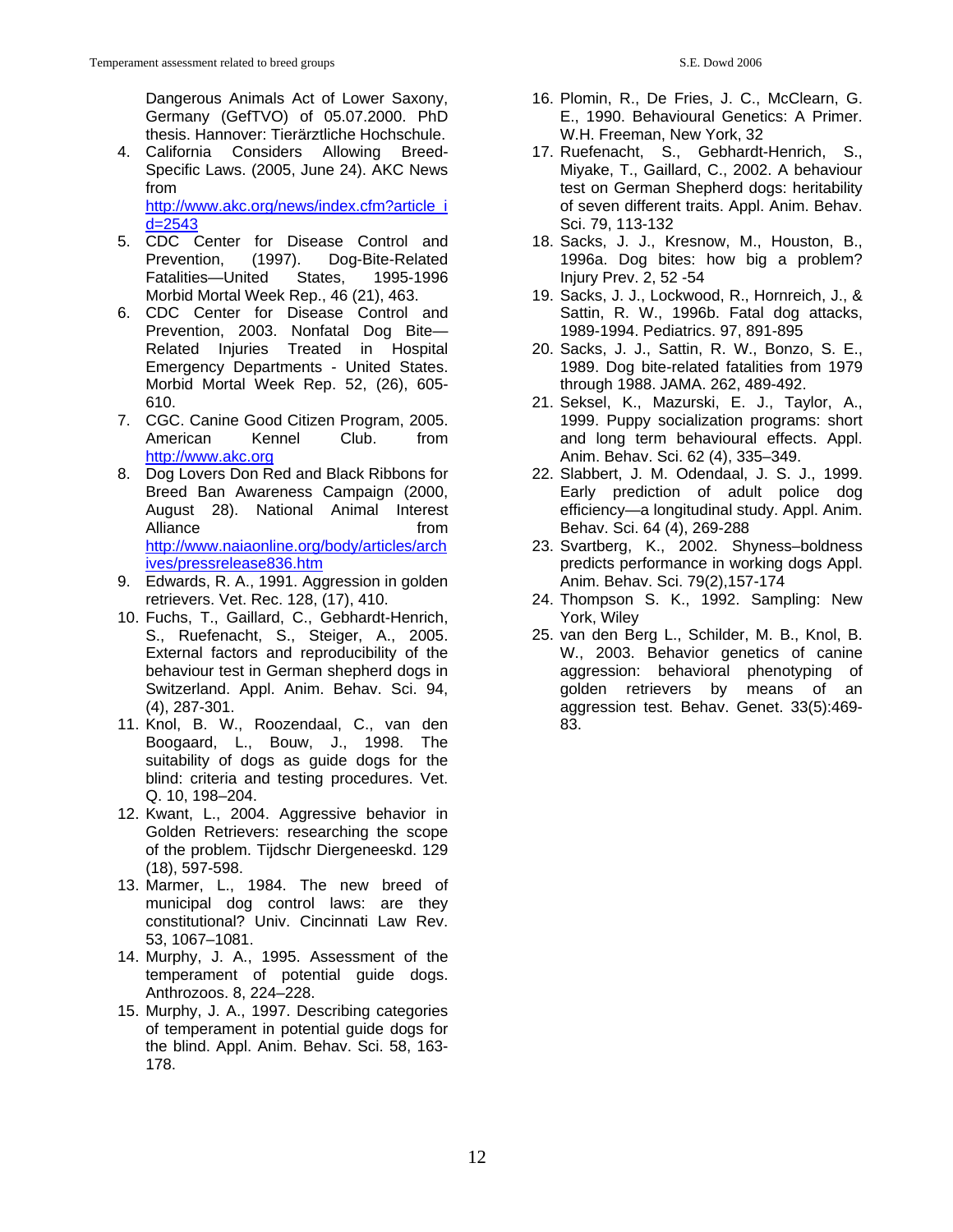Dangerous Animals Act of Lower Saxony, Germany (GefTVO) of 05.07.2000. PhD thesis. Hannover: Tierärztliche Hochschule.

4. California Considers Allowing Breed-Specific Laws. (2005, June 24). AKC News from http://www.akc.org/news/index.cfm?article_id=2543
5. CDC Center for Disease Control and Prevention, (1997). Dog-Bite-Related Fatalities—United States, 1995-1996 Morbid Mortal Week Rep., 46 (21), 463.
6. CDC Center for Disease Control and Prevention, 2003. Nonfatal Dog Bite—Related Injuries Treated in Hospital Emergency Departments - United States. Morbid Mortal Week Rep. 52, (26), 605-610.
7. CGC. Canine Good Citizen Program, 2005. American Kennel Club. from http://www.akc.org
8. Dog Lovers Don Red and Black Ribbons for Breed Ban Awareness Campaign (2000, August 28). National Animal Interest Alliance from http://www.naiaonline.org/body/articles/archives/pressrelease836.htm
9. Edwards, R. A., 1991. Aggression in golden retrievers. Vet. Rec. 128, (17), 410.
10. Fuchs, T., Gaillard, C., Gebhardt-Henrich, S., Ruefenacht, S., Steiger, A., 2005. External factors and reproducibility of the behaviour test in German shepherd dogs in Switzerland. Appl. Anim. Behav. Sci. 94, (4), 287-301.
11. Knol, B. W., Roozendaal, C., van den Boogaard, L., Bouw, J., 1998. The suitability of dogs as guide dogs for the blind: criteria and testing procedures. Vet. Q. 10, 198–204.
12. Kwant, L., 2004. Aggressive behavior in Golden Retrievers: researching the scope of the problem. Tijdschr Diergeneeskd. 129 (18), 597-598.
13. Marmer, L., 1984. The new breed of municipal dog control laws: are they constitutional? Univ. Cincinnati Law Rev. 53, 1067–1081.
14. Murphy, J. A., 1995. Assessment of the temperament of potential guide dogs. Anthrozoos. 8, 224–228.
15. Murphy, J. A., 1997. Describing categories of temperament in potential guide dogs for the blind. Appl. Anim. Behav. Sci. 58, 163-178.
16. Plomin, R., De Fries, J. C., McClearn, G. E., 1990. Behavioural Genetics: A Primer. W.H. Freeman, New York, 32
17. Ruefenacht, S., Gebhardt-Henrich, S., Miyake, T., Gaillard, C., 2002. A behaviour test on German Shepherd dogs: heritability of seven different traits. Appl. Anim. Behav. Sci. 79, 113-132
18. Sacks, J. J., Kresnow, M., Houston, B., 1996a. Dog bites: how big a problem? Injury Prev. 2, 52 -54
19. Sacks, J. J., Lockwood, R., Hornreich, J., & Sattin, R. W., 1996b. Fatal dog attacks, 1989-1994. Pediatrics. 97, 891-895
20. Sacks, J. J., Sattin, R. W., Bonzo, S. E., 1989. Dog bite-related fatalities from 1979 through 1988. JAMA. 262, 489-492.
21. Seksel, K., Mazurski, E. J., Taylor, A., 1999. Puppy socialization programs: short and long term behavioural effects. Appl. Anim. Behav. Sci. 62 (4), 335–349.
22. Slabbert, J. M. Odendaal, J. S. J., 1999. Early prediction of adult police dog efficiency—a longitudinal study. Appl. Anim. Behav. Sci. 64 (4), 269-288
23. Svartberg, K., 2002. Shyness–boldness predicts performance in working dogs Appl. Anim. Behav. Sci. 79(2),157-174
24. Thompson S. K., 1992. Sampling: New York, Wiley
25. van den Berg L., Schilder, M. B., Knol, B. W., 2003. Behavior genetics of canine aggression: behavioral phenotyping of golden retrievers by means of an aggression test. Behav. Genet. 33(5):469-83.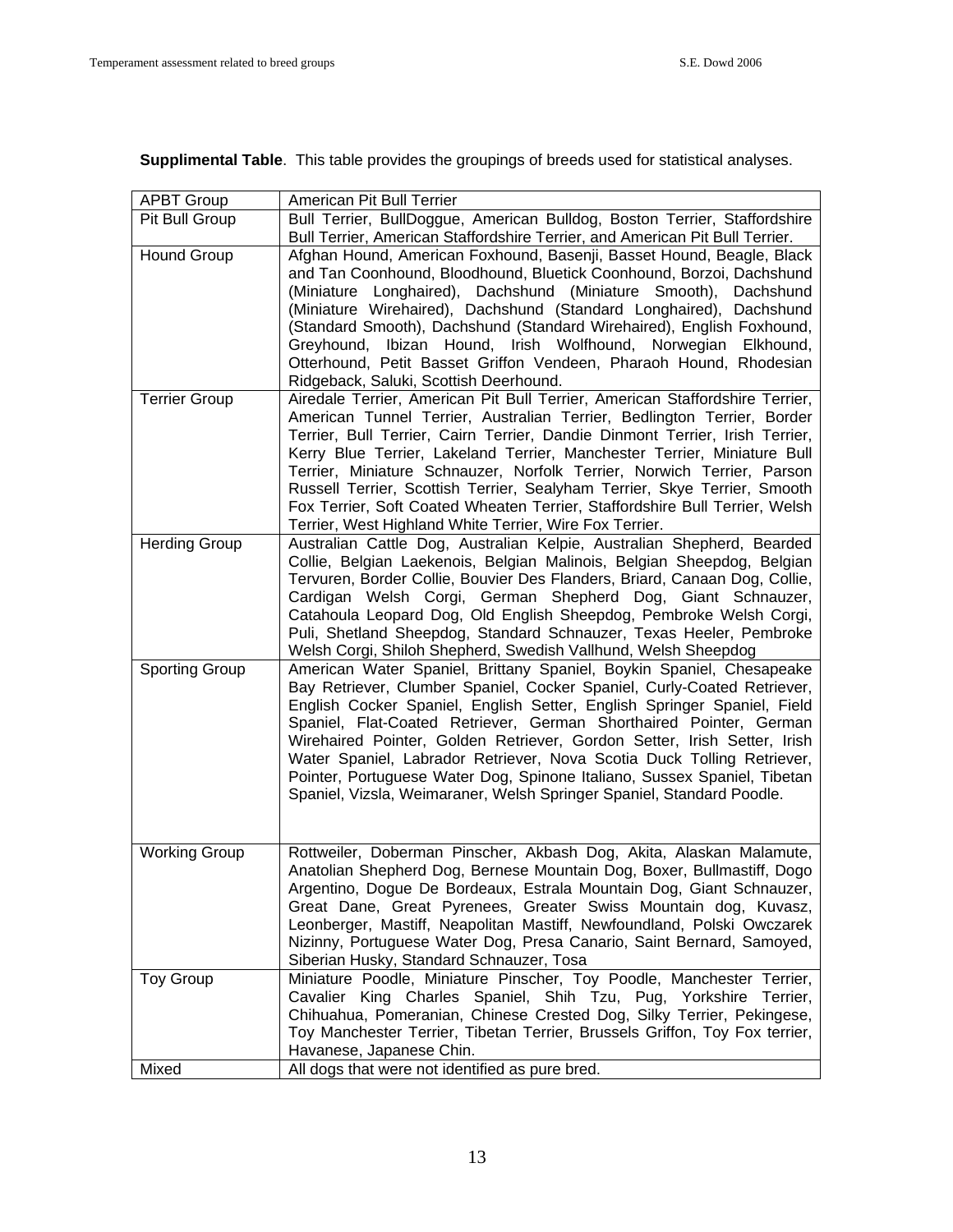**Supplimental Table**. This table provides the groupings of breeds used for statistical analyses.

| | |
|---|---|
| APBT Group | American Pit Bull Terrier |
| Pit Bull Group | Bull Terrier, BullDoggue, American Bulldog, Boston Terrier, Staffordshire Bull Terrier, American Staffordshire Terrier, and American Pit Bull Terrier. |
| Hound Group | Afghan Hound, American Foxhound, Basenji, Basset Hound, Beagle, Black and Tan Coonhound, Bloodhound, Bluetick Coonhound, Borzoi, Dachshund (Miniature Longhaired), Dachshund (Miniature Smooth), Dachshund (Miniature Wirehaired), Dachshund (Standard Longhaired), Dachshund (Standard Smooth), Dachshund (Standard Wirehaired), English Foxhound, Greyhound, Ibizan Hound, Irish Wolfhound, Norwegian Elkhound, Otterhound, Petit Basset Griffon Vendeen, Pharaoh Hound, Rhodesian Ridgeback, Saluki, Scottish Deerhound. |
| Terrier Group | Airedale Terrier, American Pit Bull Terrier, American Staffordshire Terrier, American Tunnel Terrier, Australian Terrier, Bedlington Terrier, Border Terrier, Bull Terrier, Cairn Terrier, Dandie Dinmont Terrier, Irish Terrier, Kerry Blue Terrier, Lakeland Terrier, Manchester Terrier, Miniature Bull Terrier, Miniature Schnauzer, Norfolk Terrier, Norwich Terrier, Parson Russell Terrier, Scottish Terrier, Sealyham Terrier, Skye Terrier, Smooth Fox Terrier, Soft Coated Wheaten Terrier, Staffordshire Bull Terrier, Welsh Terrier, West Highland White Terrier, Wire Fox Terrier. |
| Herding Group | Australian Cattle Dog, Australian Kelpie, Australian Shepherd, Bearded Collie, Belgian Laekenois, Belgian Malinois, Belgian Sheepdog, Belgian Tervuren, Border Collie, Bouvier Des Flanders, Briard, Canaan Dog, Collie, Cardigan Welsh Corgi, German Shepherd Dog, Giant Schnauzer, Catahoula Leopard Dog, Old English Sheepdog, Pembroke Welsh Corgi, Puli, Shetland Sheepdog, Standard Schnauzer, Texas Heeler, Pembroke Welsh Corgi, Shiloh Shepherd, Swedish Vallhund, Welsh Sheepdog |
| Sporting Group | American Water Spaniel, Brittany Spaniel, Boykin Spaniel, Chesapeake Bay Retriever, Clumber Spaniel, Cocker Spaniel, Curly-Coated Retriever, English Cocker Spaniel, English Setter, English Springer Spaniel, Field Spaniel, Flat-Coated Retriever, German Shorthaired Pointer, German Wirehaired Pointer, Golden Retriever, Gordon Setter, Irish Setter, Irish Water Spaniel, Labrador Retriever, Nova Scotia Duck Tolling Retriever, Pointer, Portuguese Water Dog, Spinone Italiano, Sussex Spaniel, Tibetan Spaniel, Vizsla, Weimaraner, Welsh Springer Spaniel, Standard Poodle. |
| Working Group | Rottweiler, Doberman Pinscher, Akbash Dog, Akita, Alaskan Malamute, Anatolian Shepherd Dog, Bernese Mountain Dog, Boxer, Bullmastiff, Dogo Argentino, Dogue De Bordeaux, Estrala Mountain Dog, Giant Schnauzer, Great Dane, Great Pyrenees, Greater Swiss Mountain dog, Kuvasz, Leonberger, Mastiff, Neapolitan Mastiff, Newfoundland, Polski Owczarek Nizinny, Portuguese Water Dog, Presa Canario, Saint Bernard, Samoyed, Siberian Husky, Standard Schnauzer, Tosa |
| Toy Group | Miniature Poodle, Miniature Pinscher, Toy Poodle, Manchester Terrier, Cavalier King Charles Spaniel, Shih Tzu, Pug, Yorkshire Terrier, Chihuahua, Pomeranian, Chinese Crested Dog, Silky Terrier, Pekingese, Toy Manchester Terrier, Tibetan Terrier, Brussels Griffon, Toy Fox terrier, Havanese, Japanese Chin. |
| Mixed | All dogs that were not identified as pure bred. |